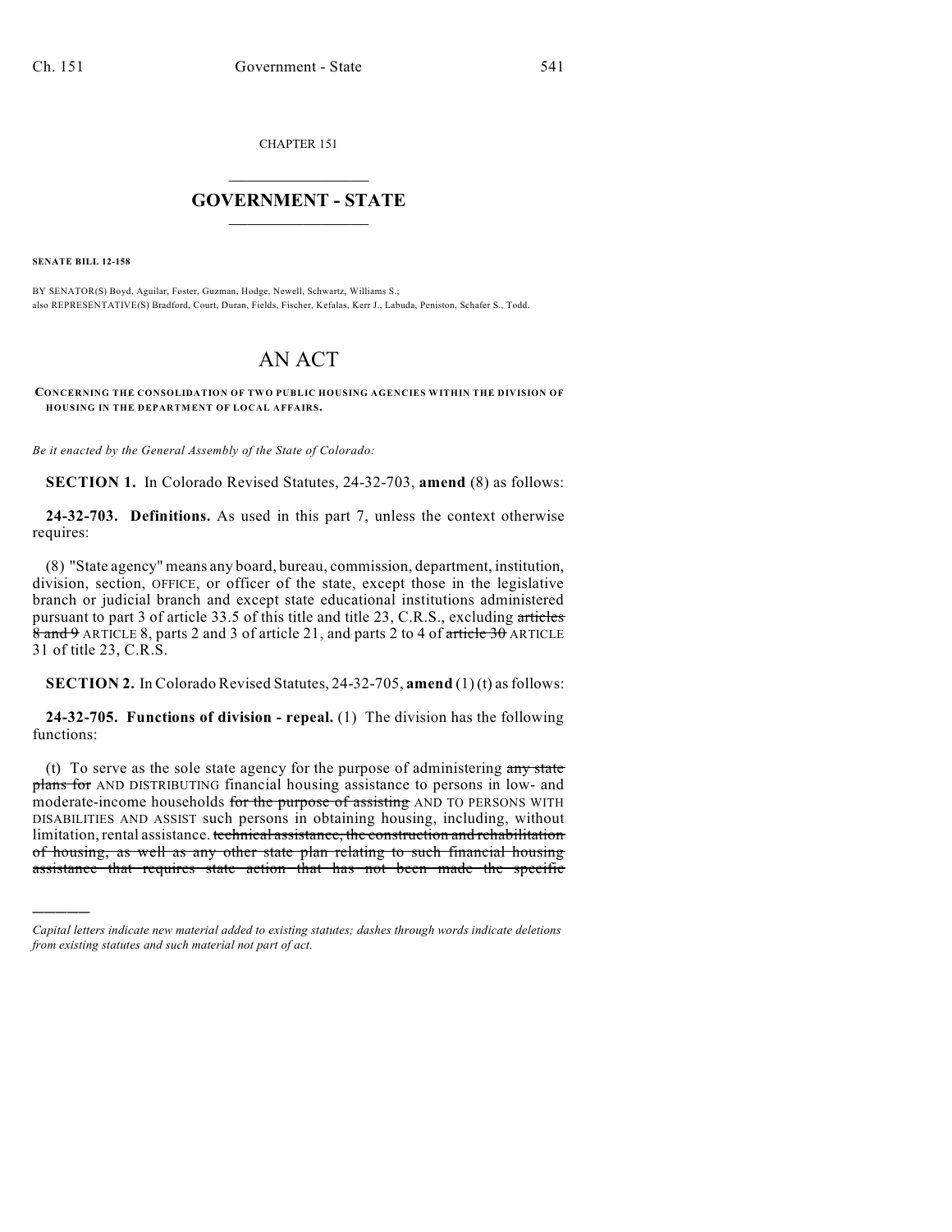CHAPTER 151

# GOVERNMENT - STATE

**SENATE BILL 12-158**

BY SENATOR(S) Boyd, Aguilar, Foster, Guzman, Hodge, Newell, Schwartz, Williams S.;
also REPRESENTATIVE(S) Bradford, Court, Duran, Fields, Fischer, Kefalas, Kerr J., Labuda, Peniston, Schafer S., Todd.

# AN ACT

**CONCERNING THE CONSOLIDATION OF TWO PUBLIC HOUSING AGENCIES WITHIN THE DIVISION OF HOUSING IN THE DEPARTMENT OF LOCAL AFFAIRS.**

*Be it enacted by the General Assembly of the State of Colorado:*

**SECTION 1.** In Colorado Revised Statutes, 24-32-703, **amend** (8) as follows:

**24-32-703. Definitions.** As used in this part 7, unless the context otherwise requires:

(8) "State agency" means any board, bureau, commission, department, institution, division, section, OFFICE, or officer of the state, except those in the legislative branch or judicial branch and except state educational institutions administered pursuant to part 3 of article 33.5 of this title and title 23, C.R.S., excluding ~~articles 8 and 9~~ ARTICLE 8, parts 2 and 3 of article 21, and parts 2 to 4 of ~~article 30~~ ARTICLE 31 of title 23, C.R.S.

**SECTION 2.** In Colorado Revised Statutes, 24-32-705, **amend** (1) (t) as follows:

**24-32-705. Functions of division - repeal.** (1) The division has the following functions:

(t) To serve as the sole state agency for the purpose of administering ~~any state plans for~~ AND DISTRIBUTING financial housing assistance to persons in low- and moderate-income households ~~for the purpose of assisting~~ AND TO PERSONS WITH DISABILITIES AND ASSIST such persons in obtaining housing, including, without limitation, rental assistance. ~~technical assistance, the construction and rehabilitation of housing, as well as any other state plan relating to such financial housing assistance that requires state action that has not been made the specific~~

---

*Capital letters indicate new material added to existing statutes; dashes through words indicate deletions from existing statutes and such material not part of act.*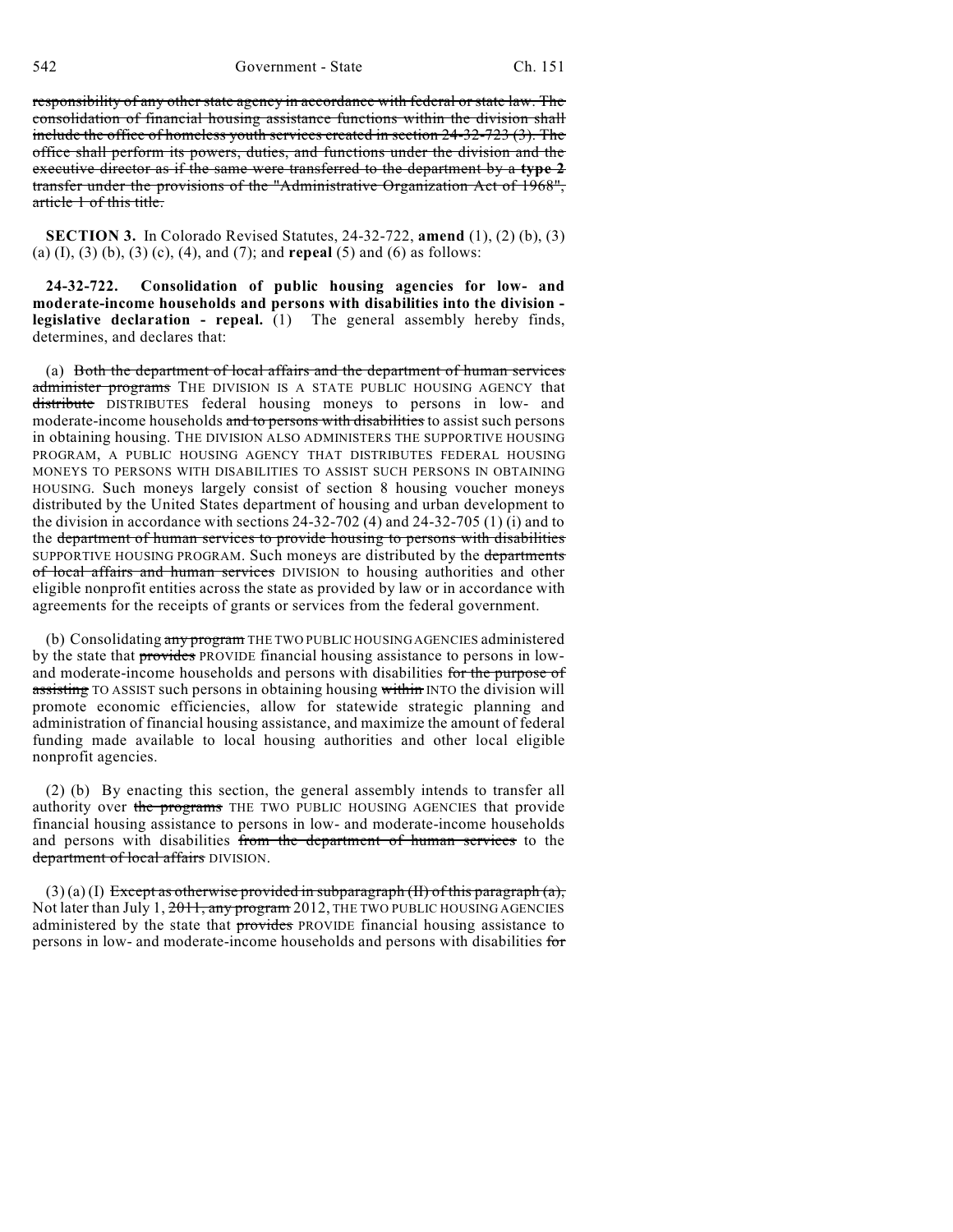~~responsibility of any other state agency in accordance with federal or state law. The consolidation of financial housing assistance functions within the division shall include the office of homeless youth services created in section 24-32-723 (3). The office shall perform its powers, duties, and functions under the division and the executive director as if the same were transferred to the department by a **type 2** transfer under the provisions of the "Administrative Organization Act of 1968", article 1 of this title.~~

**SECTION 3.** In Colorado Revised Statutes, 24-32-722, **amend** (1), (2) (b), (3) (a) (I), (3) (b), (3) (c), (4), and (7); and **repeal** (5) and (6) as follows:

**24-32-722. Consolidation of public housing agencies for low- and moderate-income households and persons with disabilities into the division - legislative declaration - repeal.** (1) The general assembly hereby finds, determines, and declares that:

(a) ~~Both the department of local affairs and the department of human services administer programs~~ THE DIVISION IS A STATE PUBLIC HOUSING AGENCY that ~~distribute~~ DISTRIBUTES federal housing moneys to persons in low- and moderate-income households ~~and to persons with disabilities~~ to assist such persons in obtaining housing. THE DIVISION ALSO ADMINISTERS THE SUPPORTIVE HOUSING PROGRAM, A PUBLIC HOUSING AGENCY THAT DISTRIBUTES FEDERAL HOUSING MONEYS TO PERSONS WITH DISABILITIES TO ASSIST SUCH PERSONS IN OBTAINING HOUSING. Such moneys largely consist of section 8 housing voucher moneys distributed by the United States department of housing and urban development to the division in accordance with sections 24-32-702 (4) and 24-32-705 (1) (i) and to the ~~department of human services to provide housing to persons with disabilities~~ SUPPORTIVE HOUSING PROGRAM. Such moneys are distributed by the ~~departments of local affairs and human services~~ DIVISION to housing authorities and other eligible nonprofit entities across the state as provided by law or in accordance with agreements for the receipts of grants or services from the federal government.

(b) Consolidating ~~any program~~ THE TWO PUBLIC HOUSING AGENCIES administered by the state that ~~provides~~ PROVIDE financial housing assistance to persons in low- and moderate-income households and persons with disabilities ~~for the purpose of assisting~~ TO ASSIST such persons in obtaining housing ~~within~~ INTO the division will promote economic efficiencies, allow for statewide strategic planning and administration of financial housing assistance, and maximize the amount of federal funding made available to local housing authorities and other local eligible nonprofit agencies.

(2) (b) By enacting this section, the general assembly intends to transfer all authority over ~~the programs~~ THE TWO PUBLIC HOUSING AGENCIES that provide financial housing assistance to persons in low- and moderate-income households and persons with disabilities ~~from the department of human services~~ to the ~~department of local affairs~~ DIVISION.

(3) (a) (I) ~~Except as otherwise provided in subparagraph (II) of this paragraph (a),~~ Not later than July 1, ~~2011, any program~~ 2012, THE TWO PUBLIC HOUSING AGENCIES administered by the state that ~~provides~~ PROVIDE financial housing assistance to persons in low- and moderate-income households and persons with disabilities ~~for~~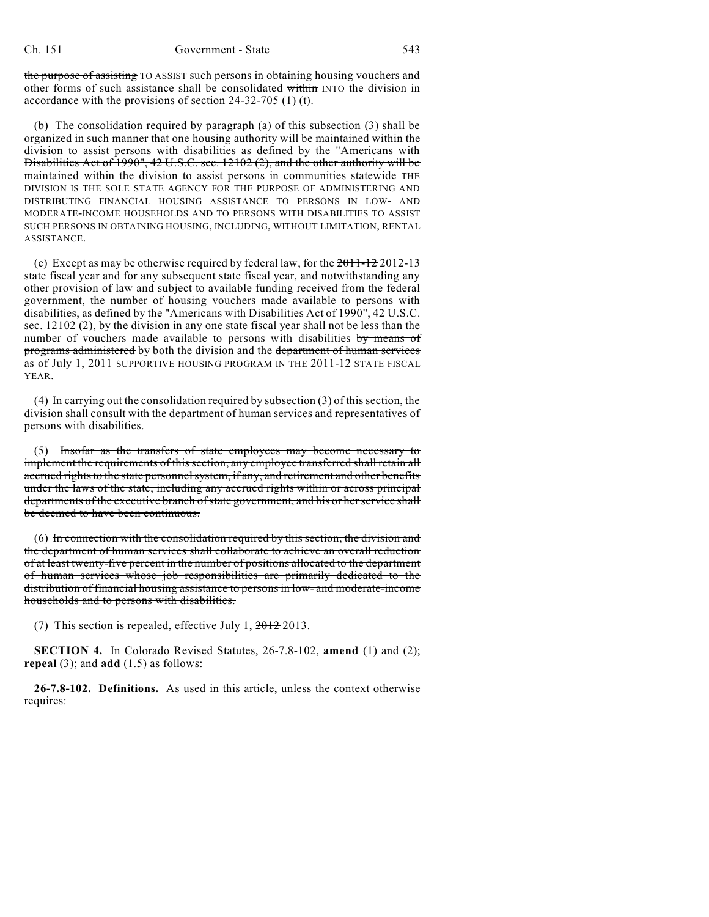the purpose of assisting TO ASSIST such persons in obtaining housing vouchers and other forms of such assistance shall be consolidated within INTO the division in accordance with the provisions of section 24-32-705 (1) (t).

(b) The consolidation required by paragraph (a) of this subsection (3) shall be organized in such manner that one housing authority will be maintained within the division to assist persons with disabilities as defined by the "Americans with Disabilities Act of 1990", 42 U.S.C. sec. 12102 (2), and the other authority will be maintained within the division to assist persons in communities statewide THE DIVISION IS THE SOLE STATE AGENCY FOR THE PURPOSE OF ADMINISTERING AND DISTRIBUTING FINANCIAL HOUSING ASSISTANCE TO PERSONS IN LOW- AND MODERATE-INCOME HOUSEHOLDS AND TO PERSONS WITH DISABILITIES TO ASSIST SUCH PERSONS IN OBTAINING HOUSING, INCLUDING, WITHOUT LIMITATION, RENTAL ASSISTANCE.

(c) Except as may be otherwise required by federal law, for the 2011-12 2012-13 state fiscal year and for any subsequent state fiscal year, and notwithstanding any other provision of law and subject to available funding received from the federal government, the number of housing vouchers made available to persons with disabilities, as defined by the "Americans with Disabilities Act of 1990", 42 U.S.C. sec. 12102 (2), by the division in any one state fiscal year shall not be less than the number of vouchers made available to persons with disabilities by means of programs administered by both the division and the department of human services as of July 1, 2011 SUPPORTIVE HOUSING PROGRAM IN THE 2011-12 STATE FISCAL YEAR.

(4) In carrying out the consolidation required by subsection (3) of this section, the division shall consult with the department of human services and representatives of persons with disabilities.

(5) Insofar as the transfers of state employees may become necessary to implement the requirements of this section, any employee transferred shall retain all accrued rights to the state personnel system, if any, and retirement and other benefits under the laws of the state, including any accrued rights within or across principal departments of the executive branch of state government, and his or her service shall be deemed to have been continuous.

(6) In connection with the consolidation required by this section, the division and the department of human services shall collaborate to achieve an overall reduction of at least twenty-five percent in the number of positions allocated to the department of human services whose job responsibilities are primarily dedicated to the distribution of financial housing assistance to persons in low- and moderate-income households and to persons with disabilities.

(7) This section is repealed, effective July 1, 2012 2013.

**SECTION 4.** In Colorado Revised Statutes, 26-7.8-102, **amend** (1) and (2); **repeal** (3); and **add** (1.5) as follows:

**26-7.8-102. Definitions.** As used in this article, unless the context otherwise requires: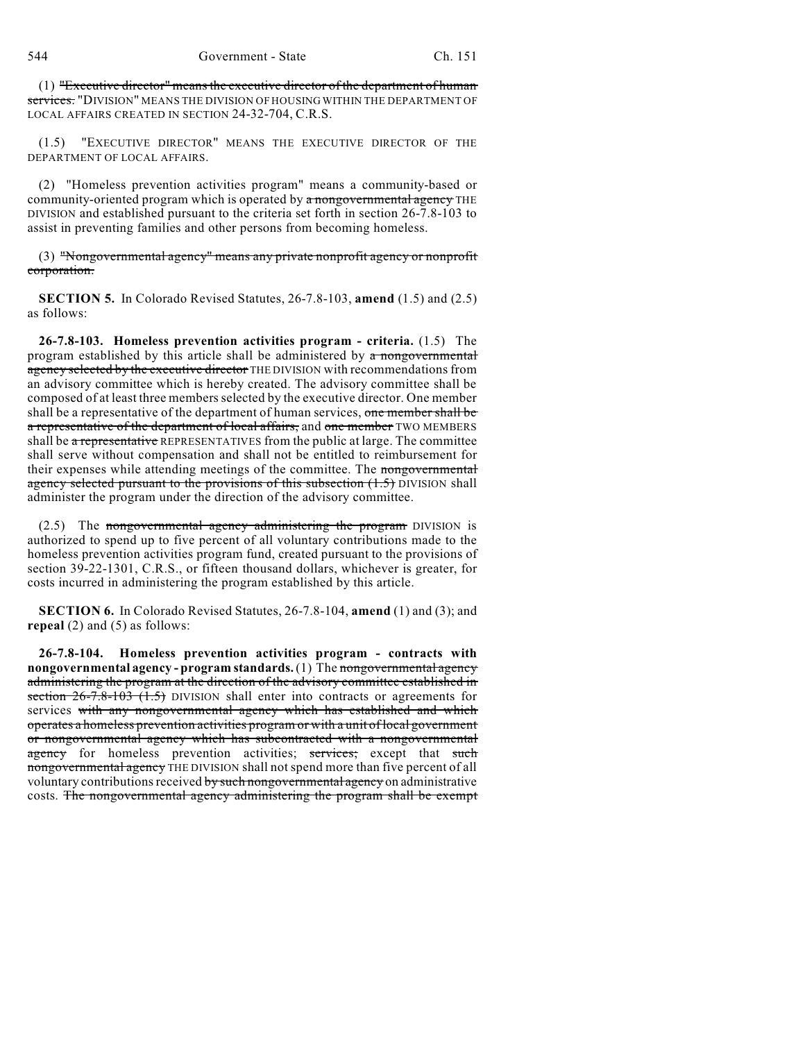(1) ~~"Executive director" means the executive director of the department of human services.~~ "DIVISION" MEANS THE DIVISION OF HOUSING WITHIN THE DEPARTMENT OF LOCAL AFFAIRS CREATED IN SECTION 24-32-704, C.R.S.

(1.5) "EXECUTIVE DIRECTOR" MEANS THE EXECUTIVE DIRECTOR OF THE DEPARTMENT OF LOCAL AFFAIRS.

(2) "Homeless prevention activities program" means a community-based or community-oriented program which is operated by ~~a nongovernmental agency~~ THE DIVISION and established pursuant to the criteria set forth in section 26-7.8-103 to assist in preventing families and other persons from becoming homeless.

(3) ~~"Nongovernmental agency" means any private nonprofit agency or nonprofit corporation.~~

**SECTION 5.** In Colorado Revised Statutes, 26-7.8-103, **amend** (1.5) and (2.5) as follows:

**26-7.8-103. Homeless prevention activities program - criteria.** (1.5) The program established by this article shall be administered by ~~a nongovernmental agency selected by the executive director~~ THE DIVISION with recommendations from an advisory committee which is hereby created. The advisory committee shall be composed of at least three members selected by the executive director. One member shall be a representative of the department of human services, ~~one member shall be a representative of the department of local affairs,~~ and ~~one member~~ TWO MEMBERS shall be ~~a representative~~ REPRESENTATIVES from the public at large. The committee shall serve without compensation and shall not be entitled to reimbursement for their expenses while attending meetings of the committee. The ~~nongovernmental agency selected pursuant to the provisions of this subsection (1.5)~~ DIVISION shall administer the program under the direction of the advisory committee.

(2.5) The ~~nongovernmental agency administering the program~~ DIVISION is authorized to spend up to five percent of all voluntary contributions made to the homeless prevention activities program fund, created pursuant to the provisions of section 39-22-1301, C.R.S., or fifteen thousand dollars, whichever is greater, for costs incurred in administering the program established by this article.

**SECTION 6.** In Colorado Revised Statutes, 26-7.8-104, **amend** (1) and (3); and **repeal** (2) and (5) as follows:

**26-7.8-104. Homeless prevention activities program - contracts with nongovernmental agency - program standards.** (1) The ~~nongovernmental agency administering the program at the direction of the advisory committee established in section 26-7.8-103 (1.5)~~ DIVISION shall enter into contracts or agreements for services ~~with any nongovernmental agency which has established and which operates a homeless prevention activities program or with a unit of local government or nongovernmental agency which has subcontracted with a nongovernmental agency~~ for homeless prevention activities; ~~services;~~ except that ~~such nongovernmental agency~~ THE DIVISION shall not spend more than five percent of all voluntary contributions received ~~by such nongovernmental agency~~ on administrative costs. ~~The nongovernmental agency administering the program shall be exempt~~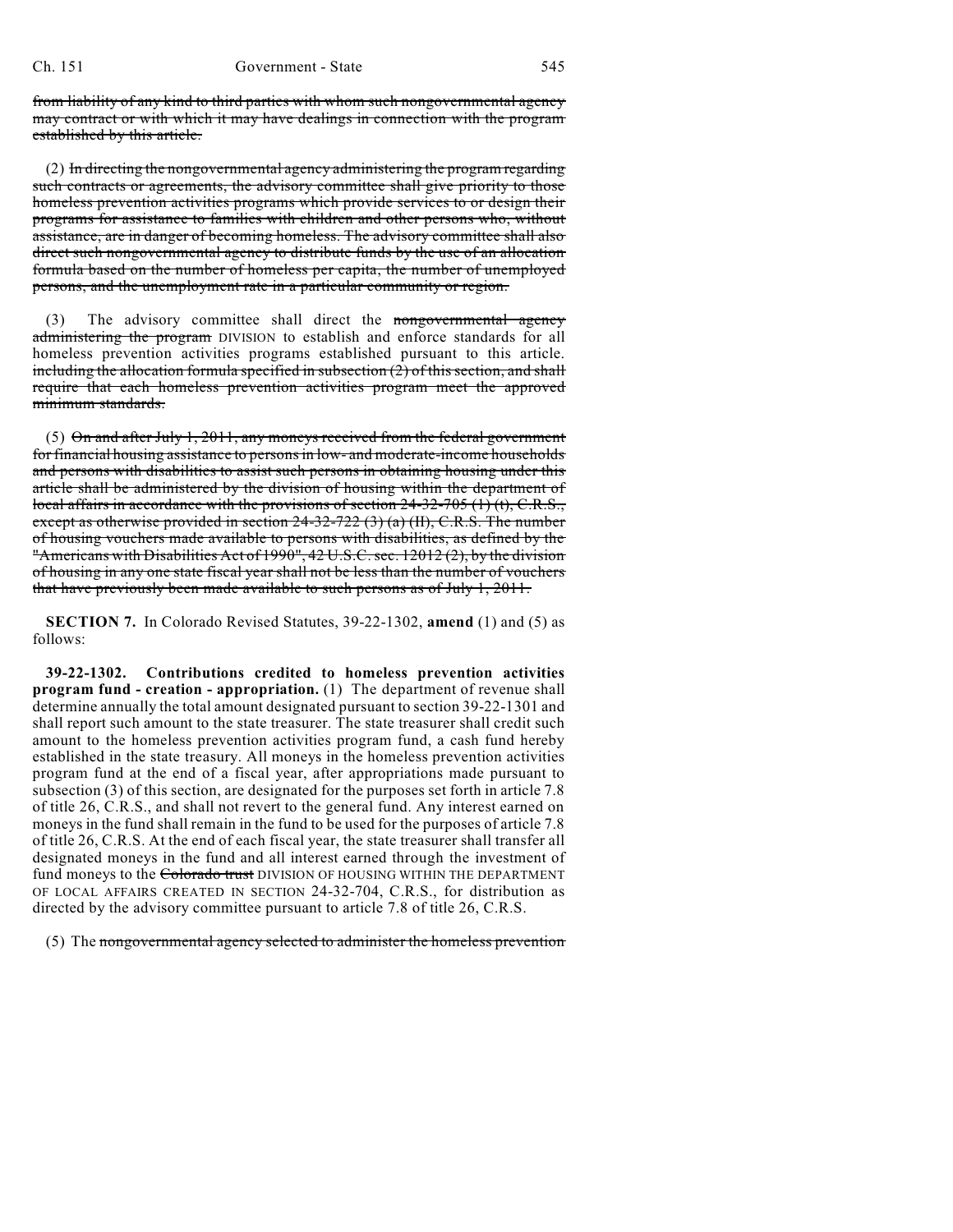from liability of any kind to third parties with whom such nongovernmental agency may contract or with which it may have dealings in connection with the program established by this article.

(2) In directing the nongovernmental agency administering the program regarding such contracts or agreements, the advisory committee shall give priority to those homeless prevention activities programs which provide services to or design their programs for assistance to families with children and other persons who, without assistance, are in danger of becoming homeless. The advisory committee shall also direct such nongovernmental agency to distribute funds by the use of an allocation formula based on the number of homeless per capita, the number of unemployed persons, and the unemployment rate in a particular community or region.

(3) The advisory committee shall direct the nongovernmental agency administering the program DIVISION to establish and enforce standards for all homeless prevention activities programs established pursuant to this article. including the allocation formula specified in subsection (2) of this section, and shall require that each homeless prevention activities program meet the approved minimum standards.

(5) On and after July 1, 2011, any moneys received from the federal government for financial housing assistance to persons in low- and moderate-income households and persons with disabilities to assist such persons in obtaining housing under this article shall be administered by the division of housing within the department of local affairs in accordance with the provisions of section 24-32-705 (1) (t), C.R.S., except as otherwise provided in section 24-32-722 (3) (a) (II), C.R.S. The number of housing vouchers made available to persons with disabilities, as defined by the "Americans with Disabilities Act of 1990", 42 U.S.C. sec. 12012 (2), by the division of housing in any one state fiscal year shall not be less than the number of vouchers that have previously been made available to such persons as of July 1, 2011.

**SECTION 7.** In Colorado Revised Statutes, 39-22-1302, **amend** (1) and (5) as follows:

**39-22-1302. Contributions credited to homeless prevention activities program fund - creation - appropriation.** (1) The department of revenue shall determine annually the total amount designated pursuant to section 39-22-1301 and shall report such amount to the state treasurer. The state treasurer shall credit such amount to the homeless prevention activities program fund, a cash fund hereby established in the state treasury. All moneys in the homeless prevention activities program fund at the end of a fiscal year, after appropriations made pursuant to subsection (3) of this section, are designated for the purposes set forth in article 7.8 of title 26, C.R.S., and shall not revert to the general fund. Any interest earned on moneys in the fund shall remain in the fund to be used for the purposes of article 7.8 of title 26, C.R.S. At the end of each fiscal year, the state treasurer shall transfer all designated moneys in the fund and all interest earned through the investment of fund moneys to the Colorado trust DIVISION OF HOUSING WITHIN THE DEPARTMENT OF LOCAL AFFAIRS CREATED IN SECTION 24-32-704, C.R.S., for distribution as directed by the advisory committee pursuant to article 7.8 of title 26, C.R.S.

(5) The nongovernmental agency selected to administer the homeless prevention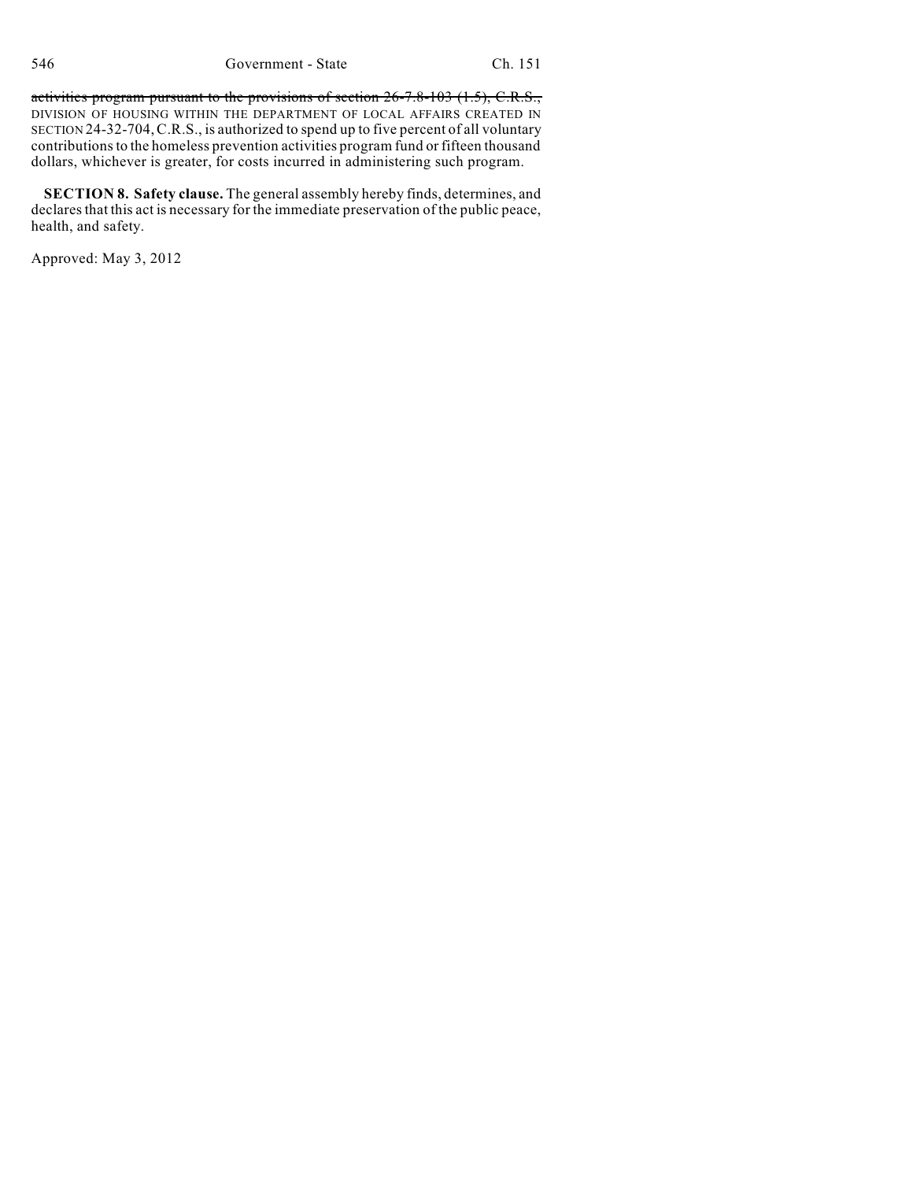~~activities program pursuant to the provisions of section 26-7.8-103 (1.5), C.R.S.,~~ DIVISION OF HOUSING WITHIN THE DEPARTMENT OF LOCAL AFFAIRS CREATED IN SECTION 24-32-704, C.R.S., is authorized to spend up to five percent of all voluntary contributions to the homeless prevention activities program fund or fifteen thousand dollars, whichever is greater, for costs incurred in administering such program.

**SECTION 8. Safety clause.** The general assembly hereby finds, determines, and declares that this act is necessary for the immediate preservation of the public peace, health, and safety.

Approved: May 3, 2012